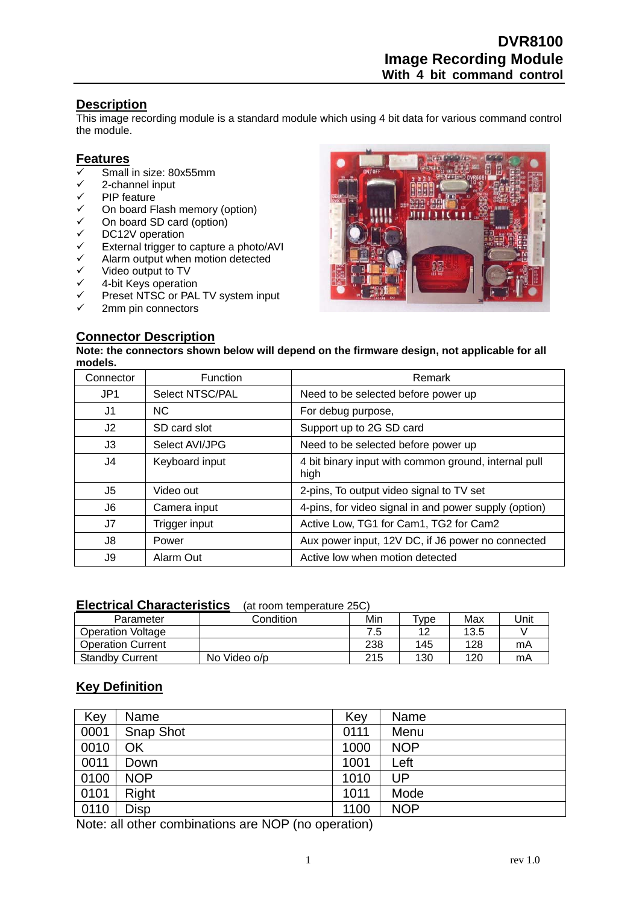# DVR8100
# Image Recording Module
### With 4 bit command control

## Description

This image recording module is a standard module which using 4 bit data for various command control the module.

## Features

- ✓ Small in size: 80x55mm
- ✓ 2-channel input
- ✓ PIP feature
- ✓ On board Flash memory (option)
- ✓ On board SD card (option)
- ✓ DC12V operation
- ✓ External trigger to capture a photo/AVI
- ✓ Alarm output when motion detected
- ✓ Video output to TV
- ✓ 4-bit Keys operation
- ✓ Preset NTSC or PAL TV system input
- ✓ 2mm pin connectors

## Connector Description

**Note: the connectors shown below will depend on the firmware design, not applicable for all models.**

| Connector | Function | Remark |
|---|---|---|
| JP1 | Select NTSC/PAL | Need to be selected before power up |
| J1 | NC | For debug purpose, |
| J2 | SD card slot | Support up to 2G SD card |
| J3 | Select AVI/JPG | Need to be selected before power up |
| J4 | Keyboard input | 4 bit binary input with common ground, internal pull high |
| J5 | Video out | 2-pins, To output video signal to TV set |
| J6 | Camera input | 4-pins, for video signal in and power supply (option) |
| J7 | Trigger input | Active Low, TG1 for Cam1, TG2 for Cam2 |
| J8 | Power | Aux power input, 12V DC, if J6 power no connected |
| J9 | Alarm Out | Active low when motion detected |

## Electrical Characteristics (at room temperature 25C)

| Parameter | Condition | Min | Type | Max | Unit |
|---|---|---|---|---|---|
| Operation Voltage | | 7.5 | 12 | 13.5 | V |
| Operation Current | | 238 | 145 | 128 | mA |
| Standby Current | No Video o/p | 215 | 130 | 120 | mA |

## Key Definition

| Key | Name | Key | Name |
|---|---|---|---|
| 0001 | Snap Shot | 0111 | Menu |
| 0010 | OK | 1000 | NOP |
| 0011 | Down | 1001 | Left |
| 0100 | NOP | 1010 | UP |
| 0101 | Right | 1011 | Mode |
| 0110 | Disp | 1100 | NOP |

Note: all other combinations are NOP (no operation)

rev 1.0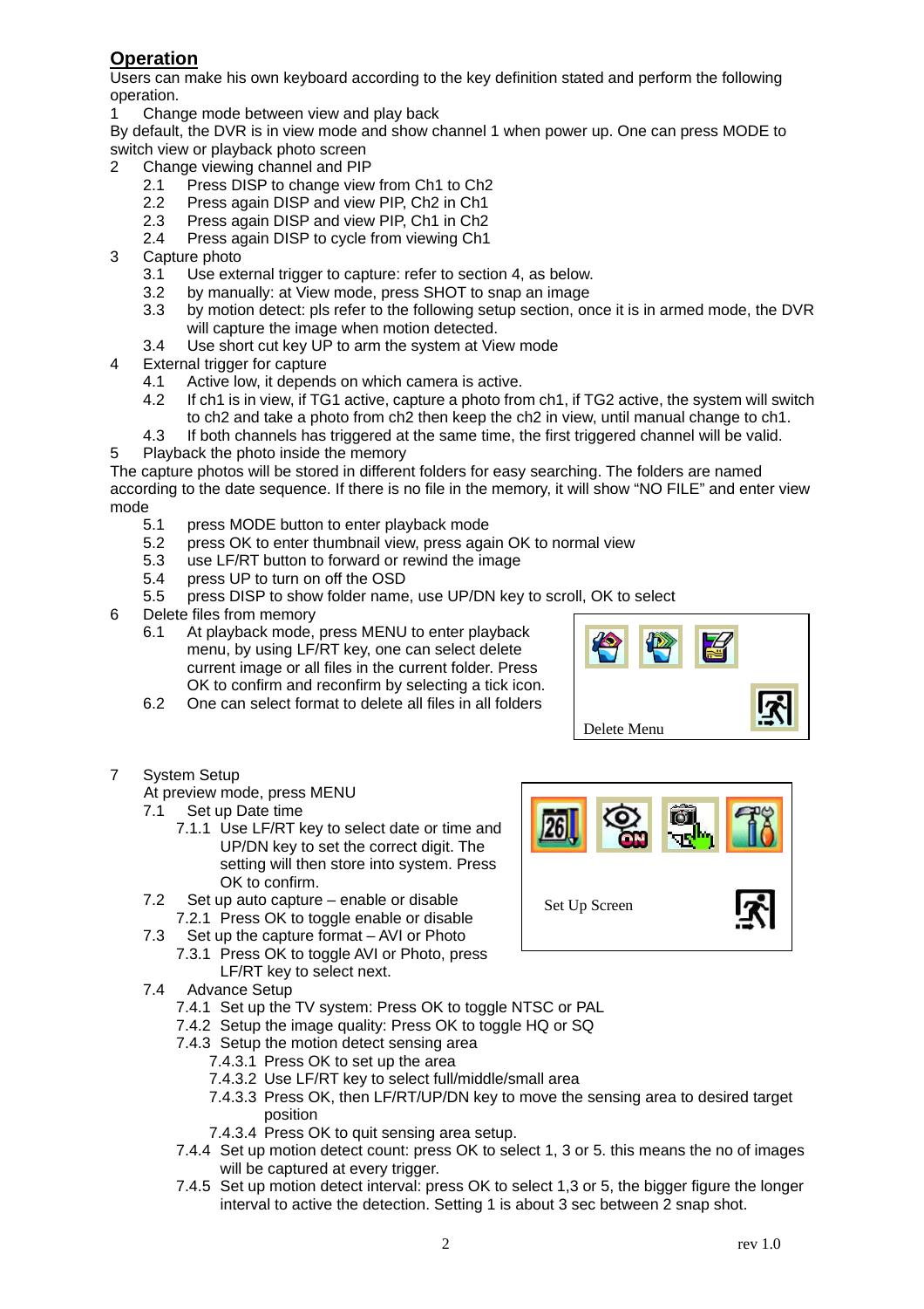## Operation

Users can make his own keyboard according to the key definition stated and perform the following operation.

1 Change mode between view and play back

By default, the DVR is in view mode and show channel 1 when power up. One can press MODE to switch view or playback photo screen

2 Change viewing channel and PIP
- 2.1 Press DISP to change view from Ch1 to Ch2
- 2.2 Press again DISP and view PIP, Ch2 in Ch1
- 2.3 Press again DISP and view PIP, Ch1 in Ch2
- 2.4 Press again DISP to cycle from viewing Ch1

3 Capture photo
- 3.1 Use external trigger to capture: refer to section 4, as below.
- 3.2 by manually: at View mode, press SHOT to snap an image
- 3.3 by motion detect: pls refer to the following setup section, once it is in armed mode, the DVR will capture the image when motion detected.
- 3.4 Use short cut key UP to arm the system at View mode

4 External trigger for capture
- 4.1 Active low, it depends on which camera is active.
- 4.2 If ch1 is in view, if TG1 active, capture a photo from ch1, if TG2 active, the system will switch to ch2 and take a photo from ch2 then keep the ch2 in view, until manual change to ch1.
- 4.3 If both channels has triggered at the same time, the first triggered channel will be valid.

5 Playback the photo inside the memory

The capture photos will be stored in different folders for easy searching. The folders are named according to the date sequence. If there is no file in the memory, it will show "NO FILE" and enter view mode
- 5.1 press MODE button to enter playback mode
- 5.2 press OK to enter thumbnail view, press again OK to normal view
- 5.3 use LF/RT button to forward or rewind the image
- 5.4 press UP to turn on off the OSD
- 5.5 press DISP to show folder name, use UP/DN key to scroll, OK to select

6 Delete files from memory
- 6.1 At playback mode, press MENU to enter playback menu, by using LF/RT key, one can select delete current image or all files in the current folder. Press OK to confirm and reconfirm by selecting a tick icon.
- 6.2 One can select format to delete all files in all folders

Delete Menu

7 System Setup

At preview mode, press MENU
- 7.1 Set up Date time
  - 7.1.1 Use LF/RT key to select date or time and UP/DN key to set the correct digit. The setting will then store into system. Press OK to confirm.
- 7.2 Set up auto capture – enable or disable
  - 7.2.1 Press OK to toggle enable or disable
- 7.3 Set up the capture format – AVI or Photo
  - 7.3.1 Press OK to toggle AVI or Photo, press LF/RT key to select next.
- 7.4 Advance Setup
  - 7.4.1 Set up the TV system: Press OK to toggle NTSC or PAL
  - 7.4.2 Setup the image quality: Press OK to toggle HQ or SQ
  - 7.4.3 Setup the motion detect sensing area
    - 7.4.3.1 Press OK to set up the area
    - 7.4.3.2 Use LF/RT key to select full/middle/small area
    - 7.4.3.3 Press OK, then LF/RT/UP/DN key to move the sensing area to desired target position
    - 7.4.3.4 Press OK to quit sensing area setup.
  - 7.4.4 Set up motion detect count: press OK to select 1, 3 or 5. this means the no of images will be captured at every trigger.
  - 7.4.5 Set up motion detect interval: press OK to select 1,3 or 5, the bigger figure the longer interval to active the detection. Setting 1 is about 3 sec between 2 snap shot.

Set Up Screen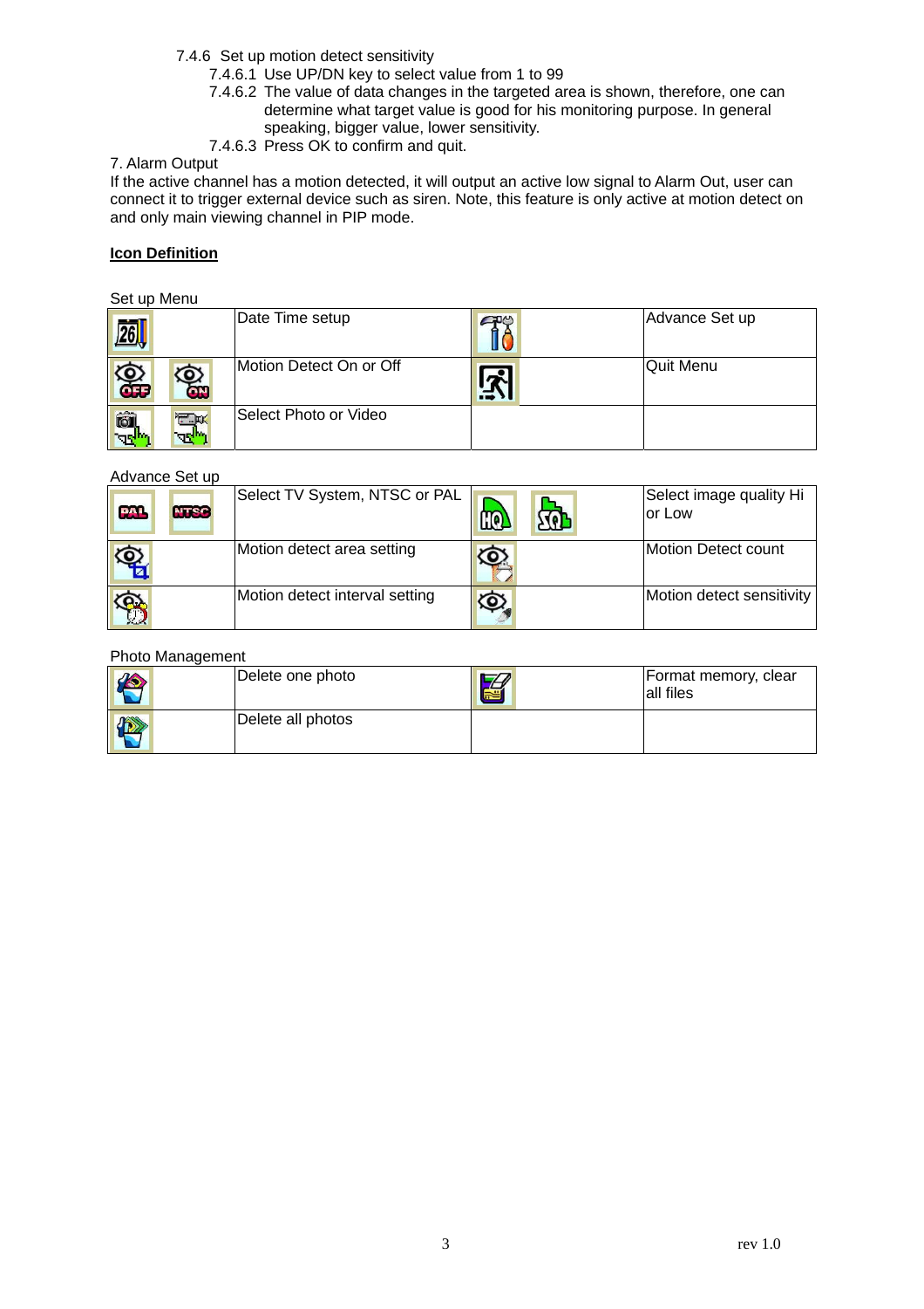7.4.6 Set up motion detect sensitivity

7.4.6.1 Use UP/DN key to select value from 1 to 99

7.4.6.2 The value of data changes in the targeted area is shown, therefore, one can determine what target value is good for his monitoring purpose. In general speaking, bigger value, lower sensitivity.

7.4.6.3 Press OK to confirm and quit.

7. Alarm Output

If the active channel has a motion detected, it will output an active low signal to Alarm Out, user can connect it to trigger external device such as siren. Note, this feature is only active at motion detect on and only main viewing channel in PIP mode.

**Icon Definition**

Set up Menu

| | | | |
|---|---|---|---|
| | Date Time setup | | Advance Set up |
| | Motion Detect On or Off | | Quit Menu |
| | Select Photo or Video | | |

Advance Set up

| | | | |
|---|---|---|---|
| | Select TV System, NTSC or PAL | | Select image quality Hi or Low |
| | Motion detect area setting | | Motion Detect count |
| | Motion detect interval setting | | Motion detect sensitivity |

Photo Management

| | | | |
|---|---|---|---|
| | Delete one photo | | Format memory, clear all files |
| | Delete all photos | | |